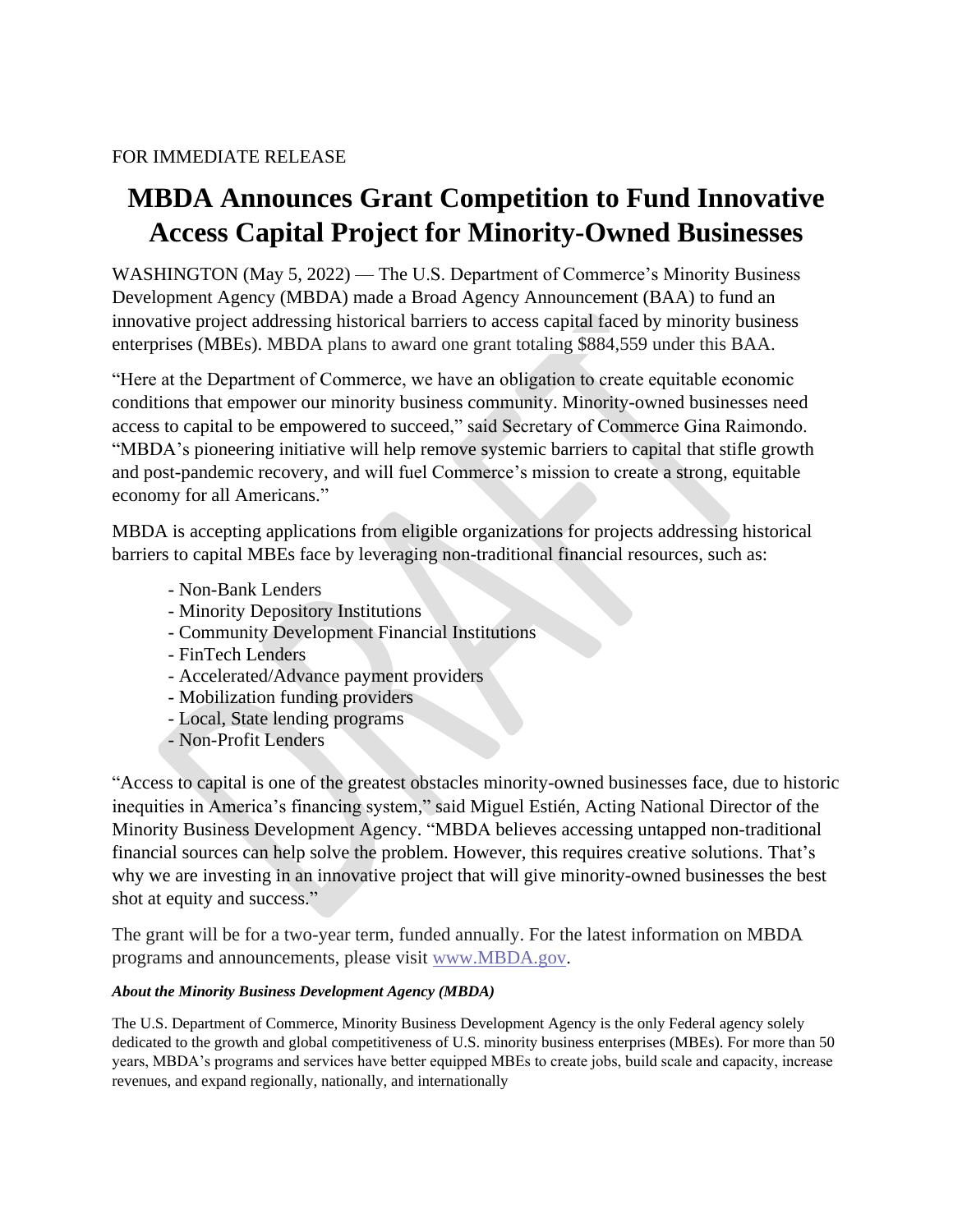FOR IMMEDIATE RELEASE

# MBDA Announces Grant Competition to Fund Innovative Access Capital Project for Minority-Owned Businesses

WASHINGTON (May 5, 2022) — The U.S. Department of Commerce's Minority Business Development Agency (MBDA) made a Broad Agency Announcement (BAA) to fund an innovative project addressing historical barriers to access capital faced by minority business enterprises (MBEs). MBDA plans to award one grant totaling $884,559 under this BAA.

"Here at the Department of Commerce, we have an obligation to create equitable economic conditions that empower our minority business community. Minority-owned businesses need access to capital to be empowered to succeed," said Secretary of Commerce Gina Raimondo. "MBDA's pioneering initiative will help remove systemic barriers to capital that stifle growth and post-pandemic recovery, and will fuel Commerce's mission to create a strong, equitable economy for all Americans."

MBDA is accepting applications from eligible organizations for projects addressing historical barriers to capital MBEs face by leveraging non-traditional financial resources, such as:

- Non-Bank Lenders
- Minority Depository Institutions
- Community Development Financial Institutions
- FinTech Lenders
- Accelerated/Advance payment providers
- Mobilization funding providers
- Local, State lending programs
- Non-Profit Lenders

"Access to capital is one of the greatest obstacles minority-owned businesses face, due to historic inequities in America's financing system," said Miguel Estién, Acting National Director of the Minority Business Development Agency. "MBDA believes accessing untapped non-traditional financial sources can help solve the problem. However, this requires creative solutions. That's why we are investing in an innovative project that will give minority-owned businesses the best shot at equity and success."

The grant will be for a two-year term, funded annually. For the latest information on MBDA programs and announcements, please visit www.MBDA.gov.

***About the Minority Business Development Agency (MBDA)***

The U.S. Department of Commerce, Minority Business Development Agency is the only Federal agency solely dedicated to the growth and global competitiveness of U.S. minority business enterprises (MBEs). For more than 50 years, MBDA's programs and services have better equipped MBEs to create jobs, build scale and capacity, increase revenues, and expand regionally, nationally, and internationally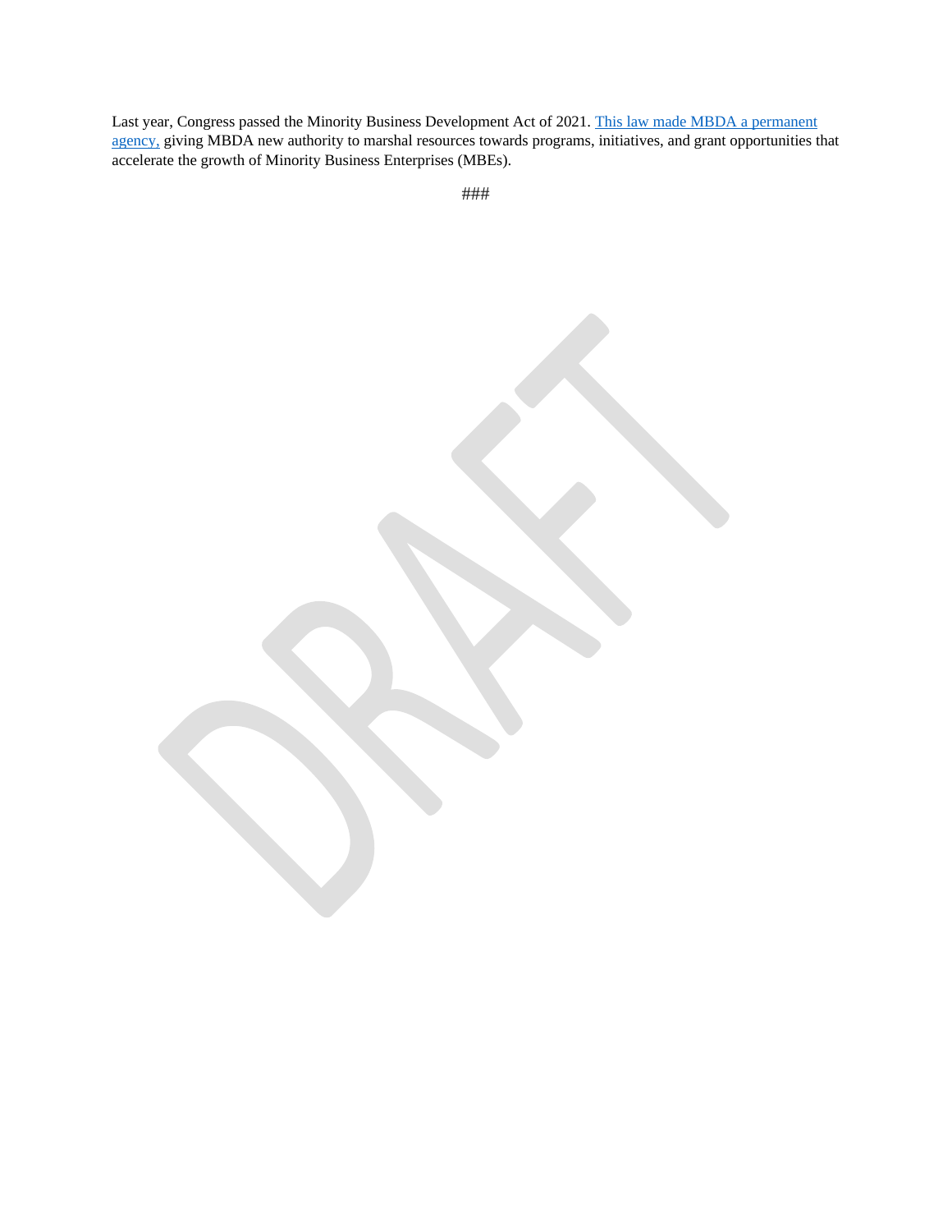Last year, Congress passed the Minority Business Development Act of 2021. This law made MBDA a permanent agency, giving MBDA new authority to marshal resources towards programs, initiatives, and grant opportunities that accelerate the growth of Minority Business Enterprises (MBEs).

###